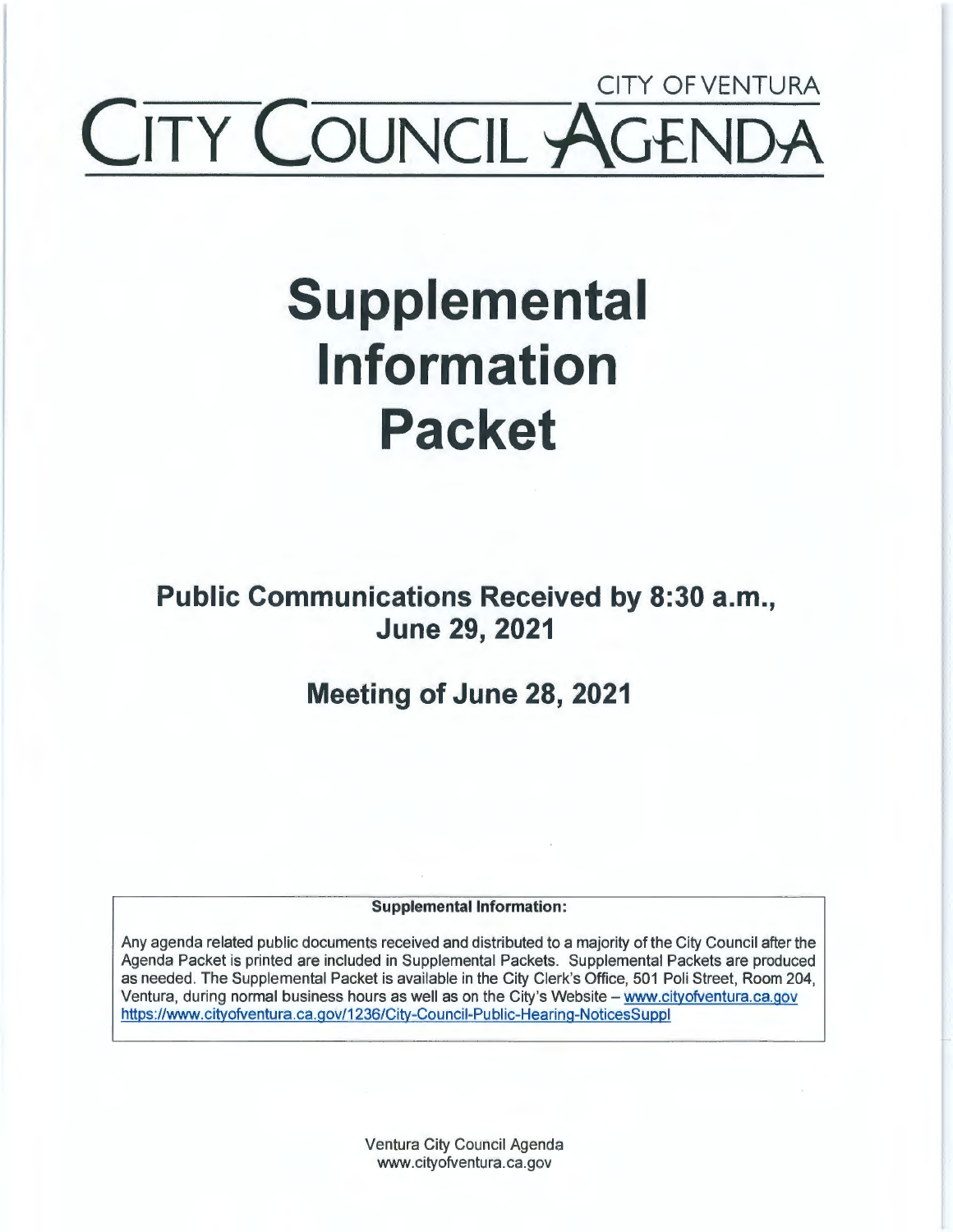CITY OF VENTURA

# CITY COUNCIL AGENDA

# Supplemental Information Packet

## Public Communications Received by 8:30 a.m., June 29, 2021

## Meeting of June 28, 2021

**Supplemental Information:**

Any agenda related public documents received and distributed to a majority of the City Council after the Agenda Packet is printed are included in Supplemental Packets. Supplemental Packets are produced as needed. The Supplemental Packet is available in the City Clerk's Office, 501 Poli Street, Room 204, Ventura, during normal business hours as well as on the City's Website – www.cityofventura.ca.gov https://www.cityofventura.ca.gov/1236/City-Council-Public-Hearing-NoticesSuppl

Ventura City Council Agenda
www.cityofventura.ca.gov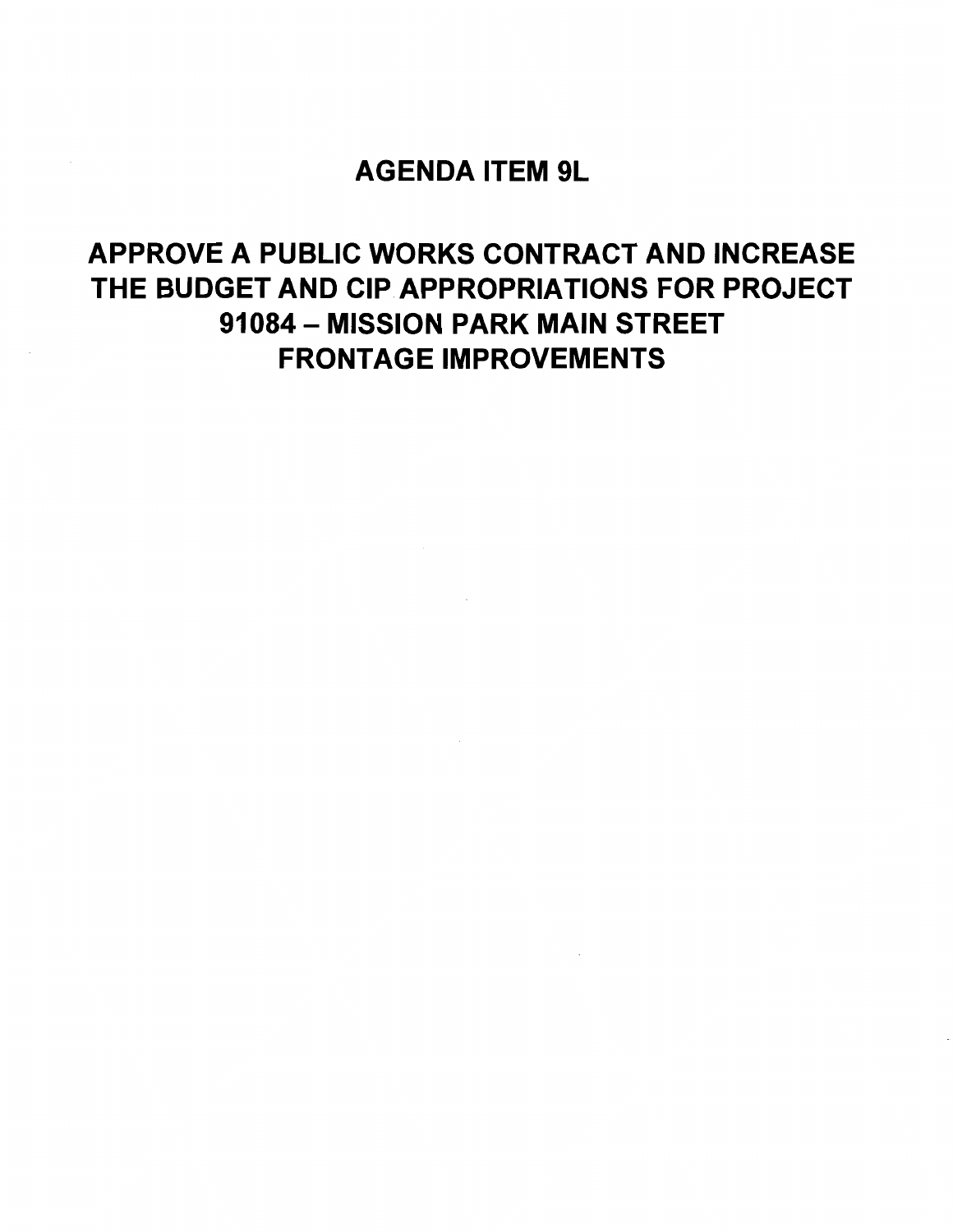# AGENDA ITEM 9L

## APPROVE A PUBLIC WORKS CONTRACT AND INCREASE THE BUDGET AND CIP APPROPRIATIONS FOR PROJECT 91084 – MISSION PARK MAIN STREET FRONTAGE IMPROVEMENTS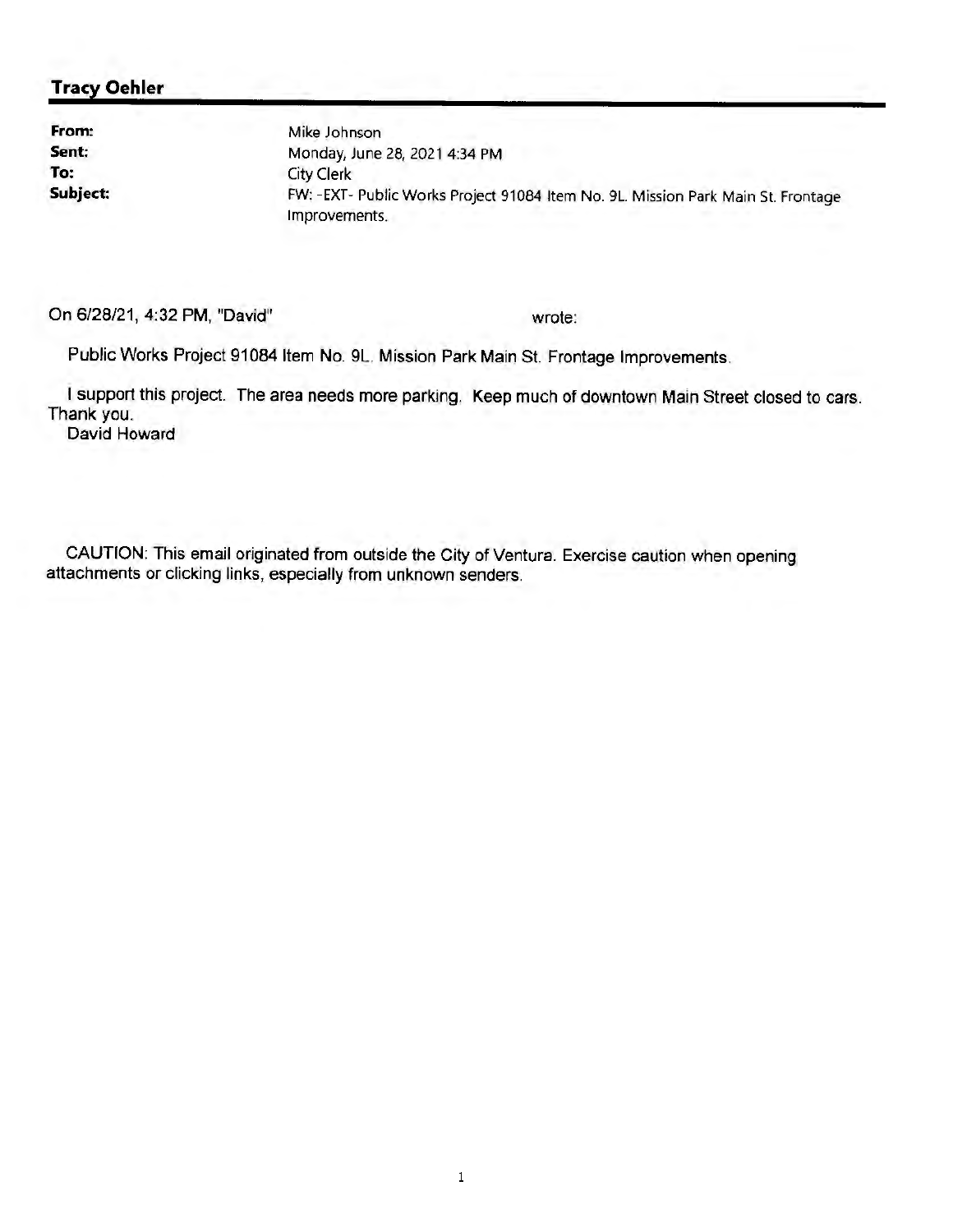## Tracy Oehler

**From:** Mike Johnson
**Sent:** Monday, June 28, 2021 4:34 PM
**To:** City Clerk
**Subject:** FW: -EXT- Public Works Project 91084 Item No. 9L. Mission Park Main St. Frontage Improvements.

On 6/28/21, 4:32 PM, "David" wrote:

Public Works Project 91084 Item No. 9L. Mission Park Main St. Frontage Improvements.

I support this project. The area needs more parking. Keep much of downtown Main Street closed to cars.
Thank you.
David Howard

CAUTION: This email originated from outside the City of Ventura. Exercise caution when opening attachments or clicking links, especially from unknown senders.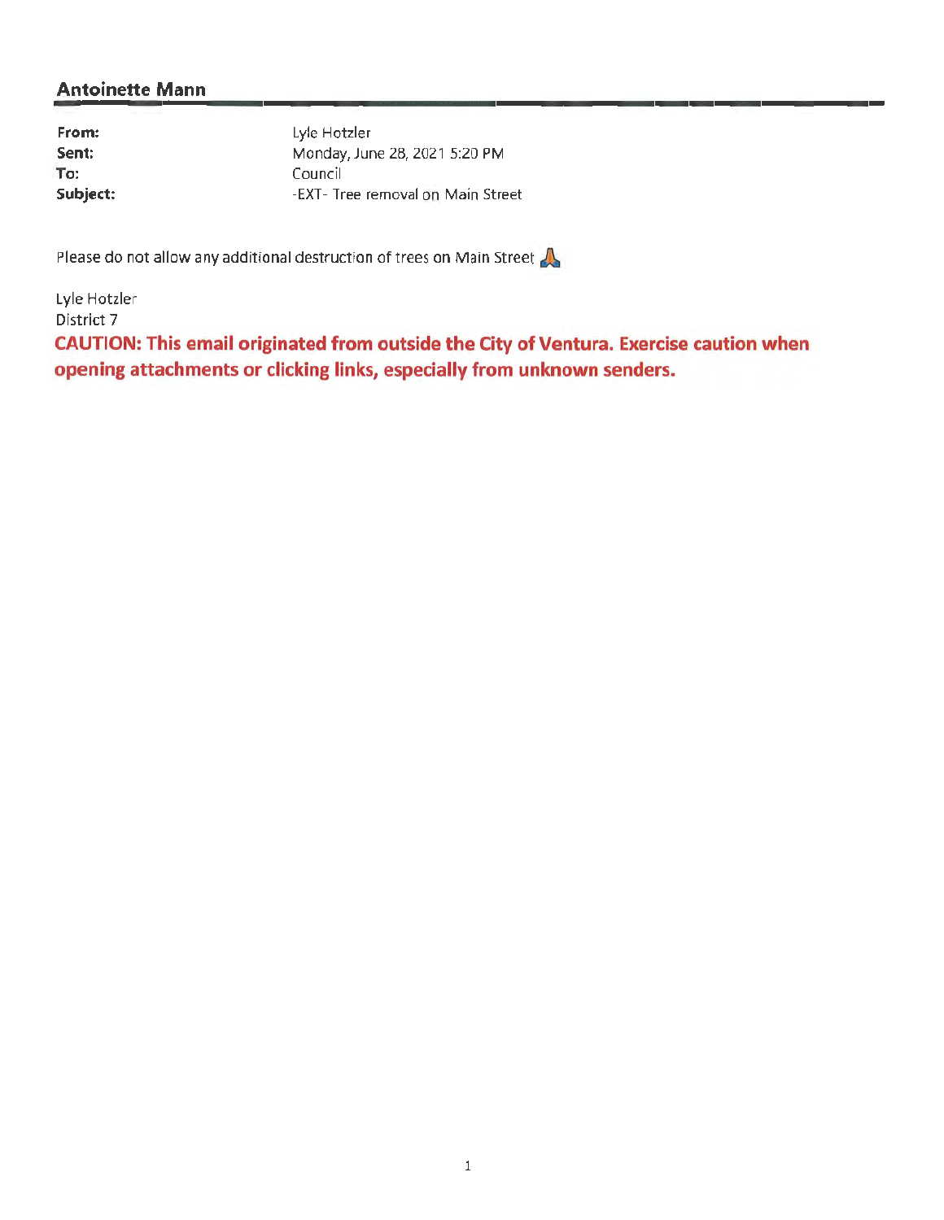## Antoinette Mann

| | |
|---|---|
| **From:** | Lyle Hotzler |
| **Sent:** | Monday, June 28, 2021 5:20 PM |
| **To:** | Council |
| **Subject:** | -EXT- Tree removal on Main Street |

Please do not allow any additional destruction of trees on Main Street 🙏

Lyle Hotzler
District 7

**CAUTION: This email originated from outside the City of Ventura. Exercise caution when opening attachments or clicking links, especially from unknown senders.**